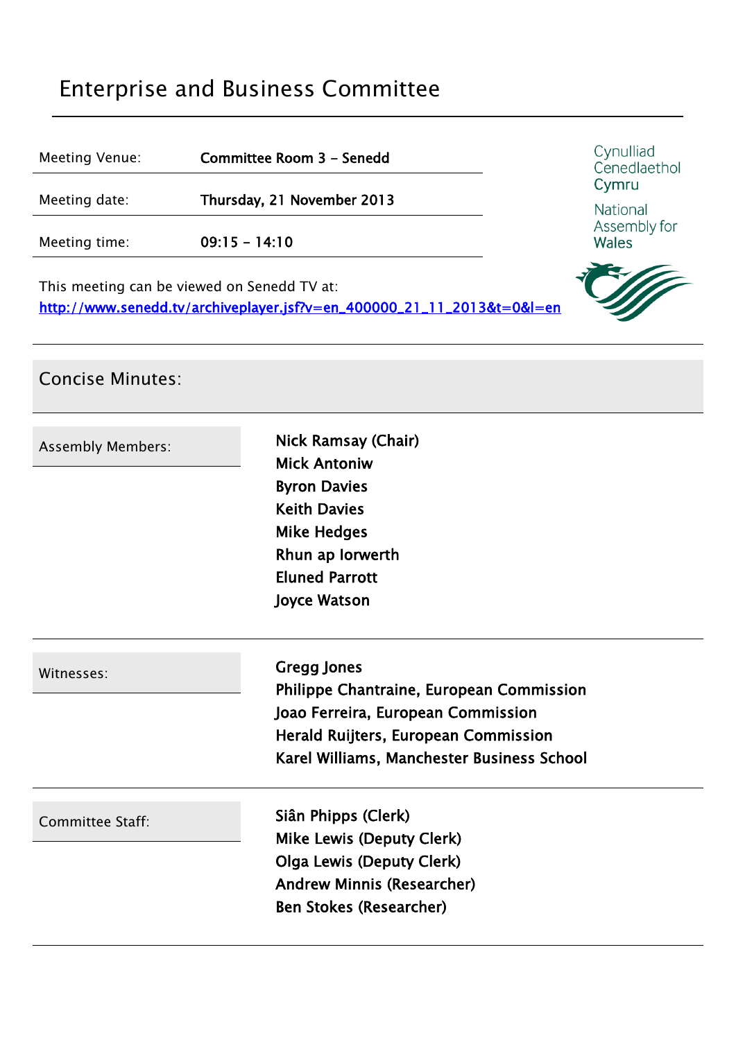# Enterprise and Business Committee

| | |
|---|---|
| Meeting Venue: | **Committee Room 3 – Senedd** |
| Meeting date: | **Thursday, 21 November 2013** |
| Meeting time: | **09:15 – 14:10** |

Cynulliad Cenedlaethol Cymru

National Assembly for Wales

This meeting can be viewed on Senedd TV at:
[http://www.senedd.tv/archiveplayer.jsf?v=en_400000_21_11_2013&t=0&l=en](http://www.senedd.tv/archiveplayer.jsf?v=en_400000_21_11_2013&t=0&l=en)

## Concise Minutes:

| | |
|---|---|
| Assembly Members: | **Nick Ramsay (Chair)**<br>**Mick Antoniw**<br>**Byron Davies**<br>**Keith Davies**<br>**Mike Hedges**<br>**Rhun ap Iorwerth**<br>**Eluned Parrott**<br>**Joyce Watson** |
| Witnesses: | **Gregg Jones**<br>**Philippe Chantraine, European Commission**<br>**Joao Ferreira, European Commission**<br>**Herald Ruijters, European Commission**<br>**Karel Williams, Manchester Business School** |
| Committee Staff: | **Siân Phipps (Clerk)**<br>**Mike Lewis (Deputy Clerk)**<br>**Olga Lewis (Deputy Clerk)**<br>**Andrew Minnis (Researcher)**<br>**Ben Stokes (Researcher)** |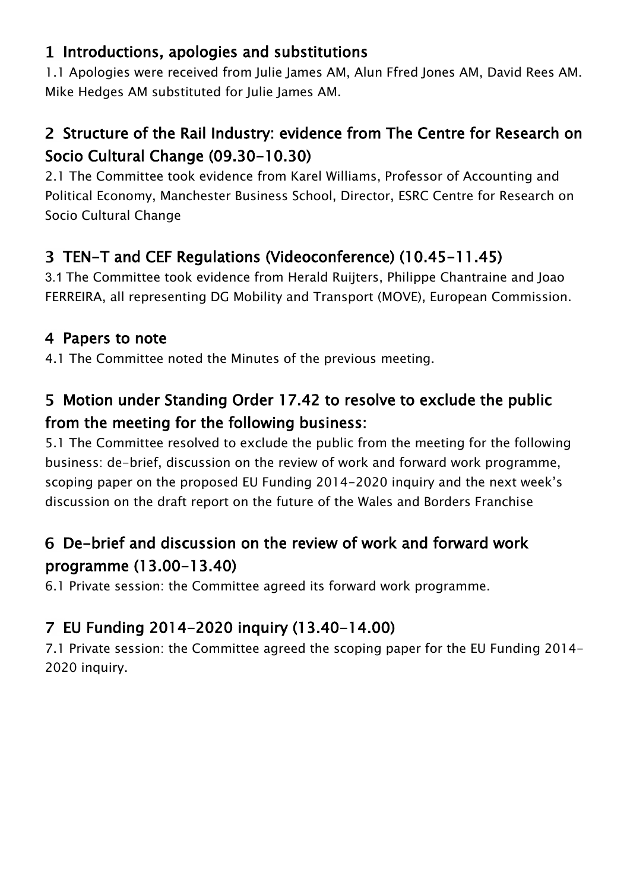## 1 Introductions, apologies and substitutions

1.1 Apologies were received from Julie James AM, Alun Ffred Jones AM, David Rees AM. Mike Hedges AM substituted for Julie James AM.

## 2 Structure of the Rail Industry: evidence from The Centre for Research on Socio Cultural Change (09.30-10.30)

2.1 The Committee took evidence from Karel Williams, Professor of Accounting and Political Economy, Manchester Business School, Director, ESRC Centre for Research on Socio Cultural Change

## 3 TEN-T and CEF Regulations (Videoconference) (10.45-11.45)

3.1 The Committee took evidence from Herald Ruijters, Philippe Chantraine and Joao FERREIRA, all representing DG Mobility and Transport (MOVE), European Commission.

## 4 Papers to note

4.1 The Committee noted the Minutes of the previous meeting.

## 5 Motion under Standing Order 17.42 to resolve to exclude the public from the meeting for the following business:

5.1 The Committee resolved to exclude the public from the meeting for the following business: de-brief, discussion on the review of work and forward work programme, scoping paper on the proposed EU Funding 2014-2020 inquiry and the next week's discussion on the draft report on the future of the Wales and Borders Franchise

## 6 De-brief and discussion on the review of work and forward work programme (13.00-13.40)

6.1 Private session: the Committee agreed its forward work programme.

## 7 EU Funding 2014-2020 inquiry (13.40-14.00)

7.1 Private session: the Committee agreed the scoping paper for the EU Funding 2014-2020 inquiry.